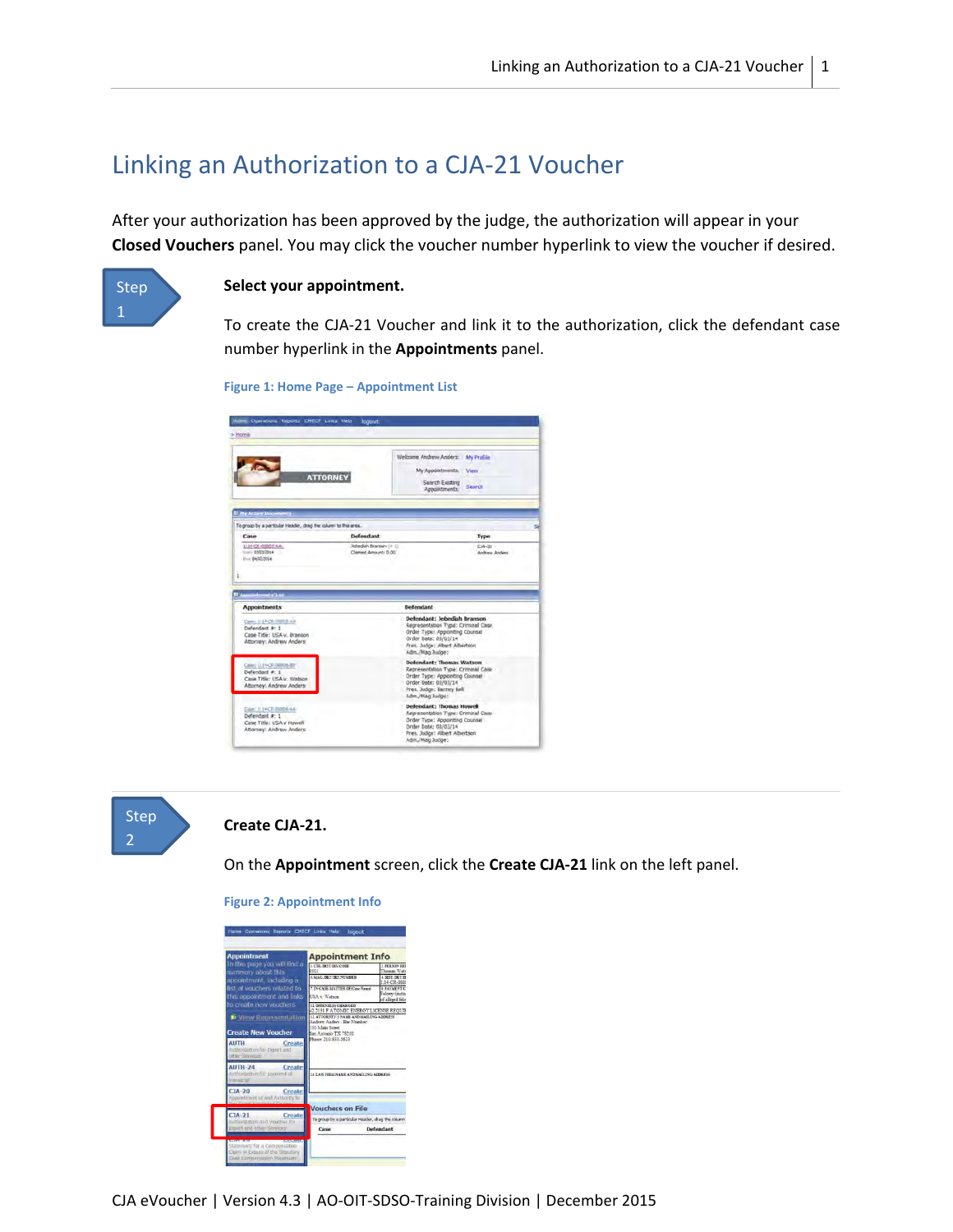# Linking an Authorization to a CJA-21 Voucher

After your authorization has been approved by the judge, the authorization will appear in your **Closed Vouchers** panel. You may click the voucher number hyperlink to view the voucher if desired.

**Step 1**

**Select your appointment.**

To create the CJA-21 Voucher and link it to the authorization, click the defendant case number hyperlink in the **Appointments** panel.

Figure 1: Home Page – Appointment List

**Step 2**

**Create CJA-21.**

On the **Appointment** screen, click the **Create CJA-21** link on the left panel.

Figure 2: Appointment Info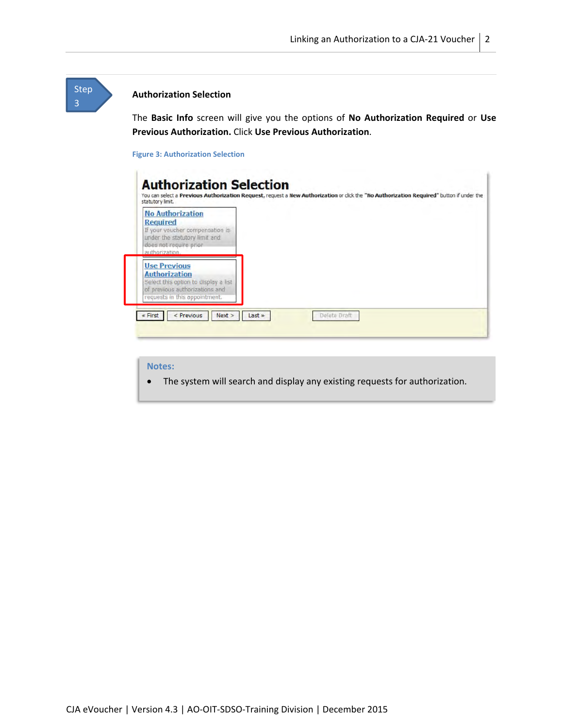Step 3

### Authorization Selection

The **Basic Info** screen will give you the options of **No Authorization Required** or **Use Previous Authorization.** Click **Use Previous Authorization**.

Figure 3: Authorization Selection

**Notes:**

- The system will search and display any existing requests for authorization.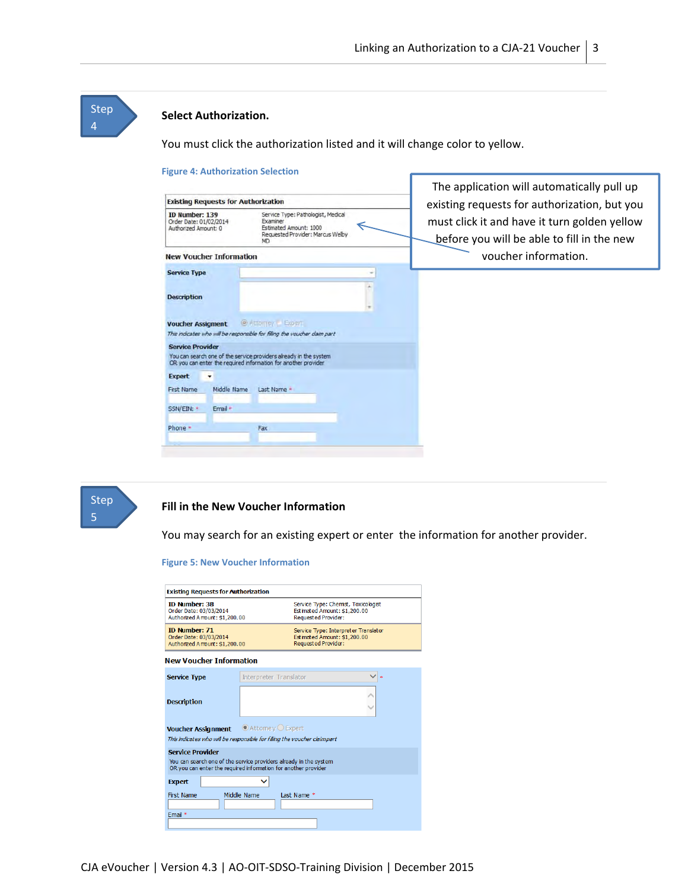**Step 4**

### Select Authorization.

You must click the authorization listed and it will change color to yellow.

Figure 4: Authorization Selection

The application will automatically pull up existing requests for authorization, but you must click it and have it turn golden yellow before you will be able to fill in the new voucher information.

**Step 5**

### Fill in the New Voucher Information

You may search for an existing expert or enter the information for another provider.

Figure 5: New Voucher Information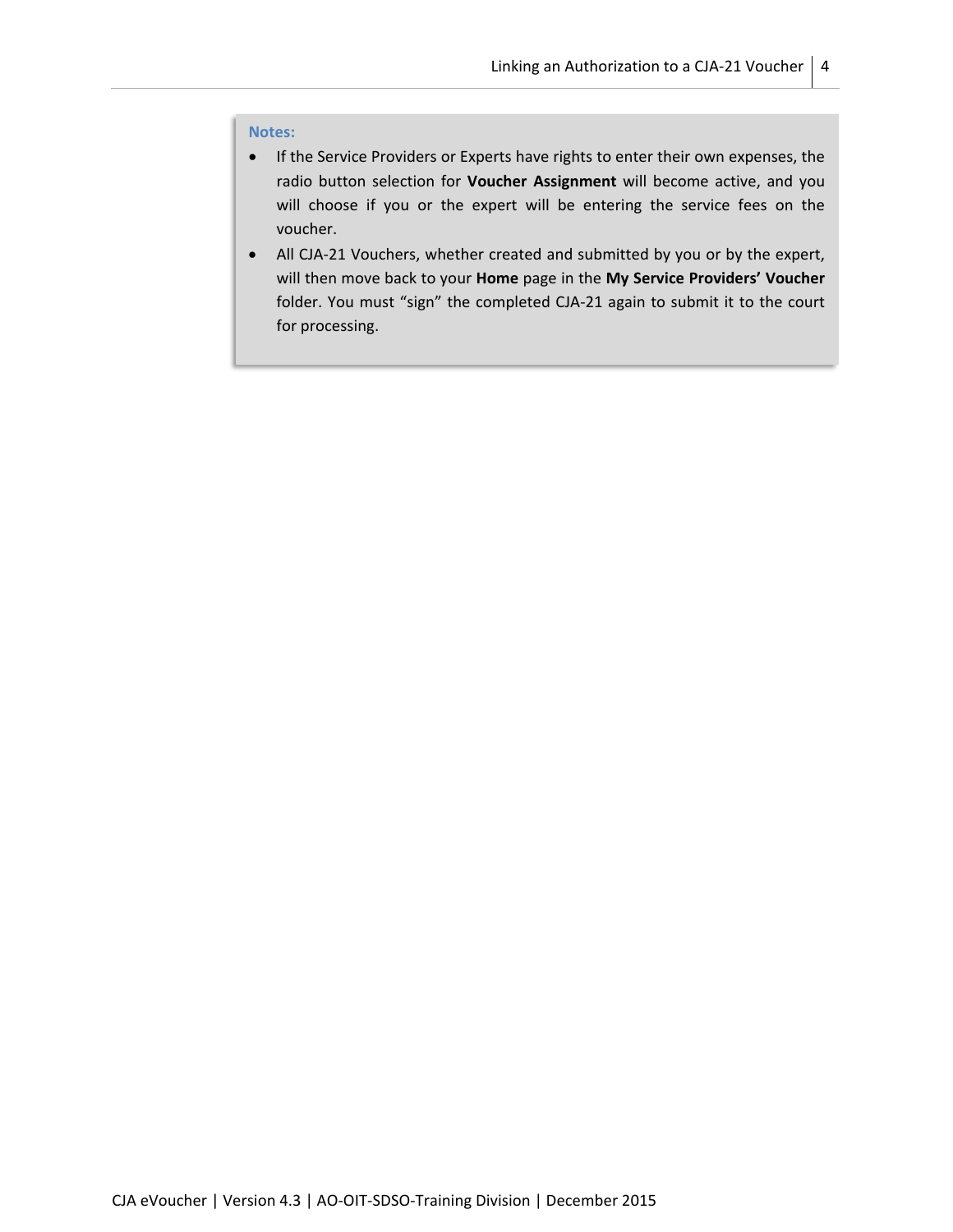**Notes:**

- If the Service Providers or Experts have rights to enter their own expenses, the radio button selection for **Voucher Assignment** will become active, and you will choose if you or the expert will be entering the service fees on the voucher.
- All CJA-21 Vouchers, whether created and submitted by you or by the expert, will then move back to your **Home** page in the **My Service Providers' Voucher** folder. You must "sign" the completed CJA-21 again to submit it to the court for processing.